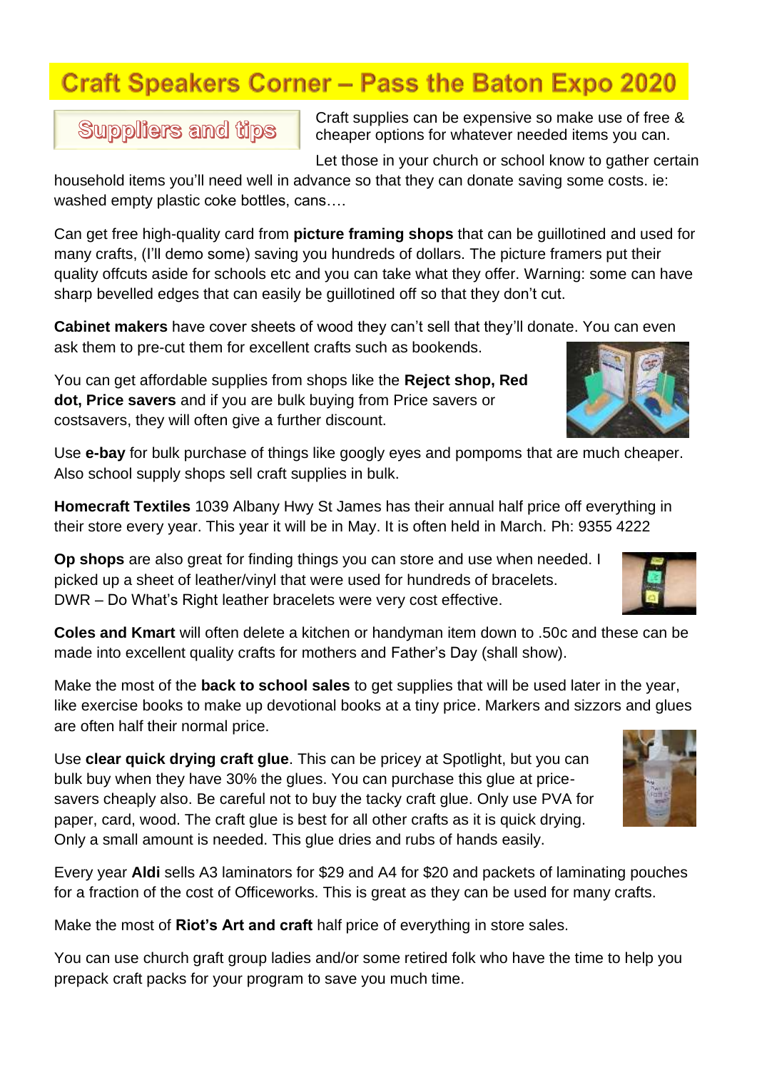# Craft Speakers Corner – Pass the Baton Expo 2020

## Suppliers and tips

Craft supplies can be expensive so make use of free & cheaper options for whatever needed items you can.

Let those in your church or school know to gather certain household items you'll need well in advance so that they can donate saving some costs. ie: washed empty plastic coke bottles, cans….

Can get free high-quality card from **picture framing shops** that can be guillotined and used for many crafts, (I'll demo some) saving you hundreds of dollars. The picture framers put their quality offcuts aside for schools etc and you can take what they offer. Warning: some can have sharp bevelled edges that can easily be guillotined off so that they don't cut.

**Cabinet makers** have cover sheets of wood they can't sell that they'll donate. You can even ask them to pre-cut them for excellent crafts such as bookends.

You can get affordable supplies from shops like the **Reject shop, Red dot, Price savers** and if you are bulk buying from Price savers or costsavers, they will often give a further discount.

Use **e-bay** for bulk purchase of things like googly eyes and pompoms that are much cheaper. Also school supply shops sell craft supplies in bulk.

**Homecraft Textiles** 1039 Albany Hwy St James has their annual half price off everything in their store every year. This year it will be in May. It is often held in March. Ph: 9355 4222

**Op shops** are also great for finding things you can store and use when needed. I picked up a sheet of leather/vinyl that were used for hundreds of bracelets. DWR – Do What's Right leather bracelets were very cost effective.

**Coles and Kmart** will often delete a kitchen or handyman item down to .50c and these can be made into excellent quality crafts for mothers and Father's Day (shall show).

Make the most of the **back to school sales** to get supplies that will be used later in the year, like exercise books to make up devotional books at a tiny price. Markers and sizzors and glues are often half their normal price.

Use **clear quick drying craft glue**. This can be pricey at Spotlight, but you can bulk buy when they have 30% the glues. You can purchase this glue at price-savers cheaply also. Be careful not to buy the tacky craft glue. Only use PVA for paper, card, wood. The craft glue is best for all other crafts as it is quick drying. Only a small amount is needed. This glue dries and rubs of hands easily.

Every year **Aldi** sells A3 laminators for $29 and A4 for $20 and packets of laminating pouches for a fraction of the cost of Officeworks. This is great as they can be used for many crafts.

Make the most of **Riot's Art and craft** half price of everything in store sales.

You can use church graft group ladies and/or some retired folk who have the time to help you prepack craft packs for your program to save you much time.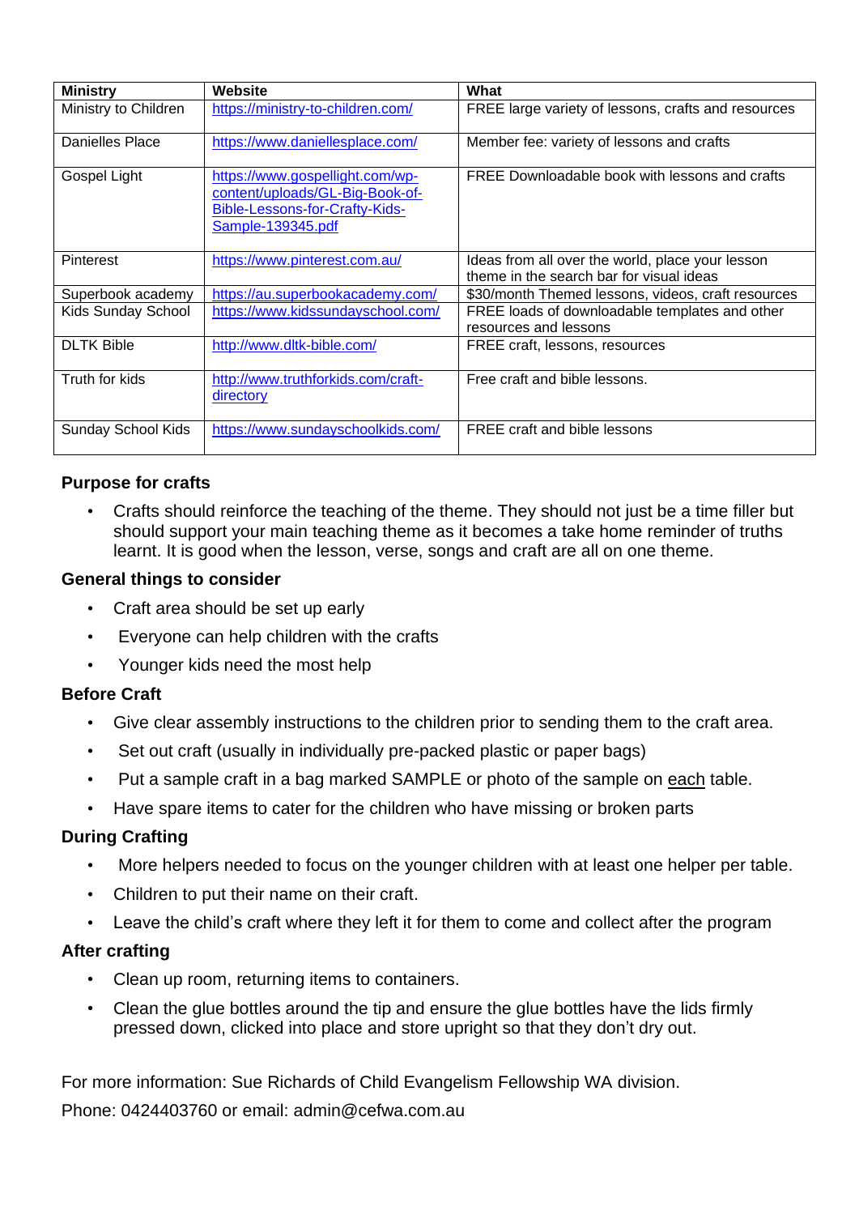| Ministry | Website | What |
| --- | --- | --- |
| Ministry to Children | https://ministry-to-children.com/ | FREE large variety of lessons, crafts and resources |
| Danielles Place | https://www.daniellesplace.com/ | Member fee: variety of lessons and crafts |
| Gospel Light | https://www.gospellight.com/wp-content/uploads/GL-Big-Book-of-Bible-Lessons-for-Crafty-Kids-Sample-139345.pdf | FREE Downloadable book with lessons and crafts |
| Pinterest | https://www.pinterest.com.au/ | Ideas from all over the world, place your lesson theme in the search bar for visual ideas |
| Superbook academy | https://au.superbookacademy.com/ | $30/month Themed lessons, videos, craft resources |
| Kids Sunday School | https://www.kidssundayschool.com/ | FREE loads of downloadable templates and other resources and lessons |
| DLTK Bible | http://www.dltk-bible.com/ | FREE craft, lessons, resources |
| Truth for kids | http://www.truthforkids.com/craft-directory | Free craft and bible lessons. |
| Sunday School Kids | https://www.sundayschoolkids.com/ | FREE craft and bible lessons |

**Purpose for crafts**

- Crafts should reinforce the teaching of the theme. They should not just be a time filler but should support your main teaching theme as it becomes a take home reminder of truths learnt. It is good when the lesson, verse, songs and craft are all on one theme.

**General things to consider**

- Craft area should be set up early
- Everyone can help children with the crafts
- Younger kids need the most help

**Before Craft**

- Give clear assembly instructions to the children prior to sending them to the craft area.
- Set out craft (usually in individually pre-packed plastic or paper bags)
- Put a sample craft in a bag marked SAMPLE or photo of the sample on <u>each</u> table.
- Have spare items to cater for the children who have missing or broken parts

**During Crafting**

- More helpers needed to focus on the younger children with at least one helper per table.
- Children to put their name on their craft.
- Leave the child's craft where they left it for them to come and collect after the program

**After crafting**

- Clean up room, returning items to containers.
- Clean the glue bottles around the tip and ensure the glue bottles have the lids firmly pressed down, clicked into place and store upright so that they don't dry out.

For more information: Sue Richards of Child Evangelism Fellowship WA division.

Phone: 0424403760 or email: admin@cefwa.com.au